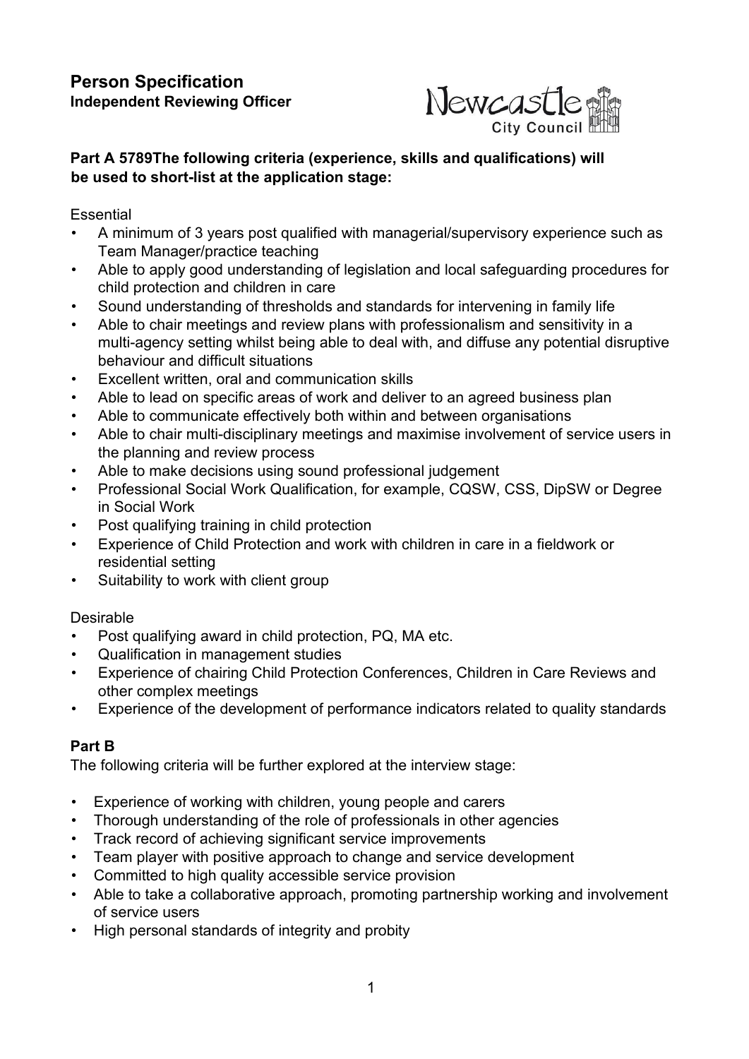# Person Specification

**Independent Reviewing Officer**

**Part A 5789The following criteria (experience, skills and qualifications) will be used to short-list at the application stage:**

Essential

- A minimum of 3 years post qualified with managerial/supervisory experience such as Team Manager/practice teaching
- Able to apply good understanding of legislation and local safeguarding procedures for child protection and children in care
- Sound understanding of thresholds and standards for intervening in family life
- Able to chair meetings and review plans with professionalism and sensitivity in a multi-agency setting whilst being able to deal with, and diffuse any potential disruptive behaviour and difficult situations
- Excellent written, oral and communication skills
- Able to lead on specific areas of work and deliver to an agreed business plan
- Able to communicate effectively both within and between organisations
- Able to chair multi-disciplinary meetings and maximise involvement of service users in the planning and review process
- Able to make decisions using sound professional judgement
- Professional Social Work Qualification, for example, CQSW, CSS, DipSW or Degree in Social Work
- Post qualifying training in child protection
- Experience of Child Protection and work with children in care in a fieldwork or residential setting
- Suitability to work with client group

Desirable

- Post qualifying award in child protection, PQ, MA etc.
- Qualification in management studies
- Experience of chairing Child Protection Conferences, Children in Care Reviews and other complex meetings
- Experience of the development of performance indicators related to quality standards

## Part B

The following criteria will be further explored at the interview stage:

- Experience of working with children, young people and carers
- Thorough understanding of the role of professionals in other agencies
- Track record of achieving significant service improvements
- Team player with positive approach to change and service development
- Committed to high quality accessible service provision
- Able to take a collaborative approach, promoting partnership working and involvement of service users
- High personal standards of integrity and probity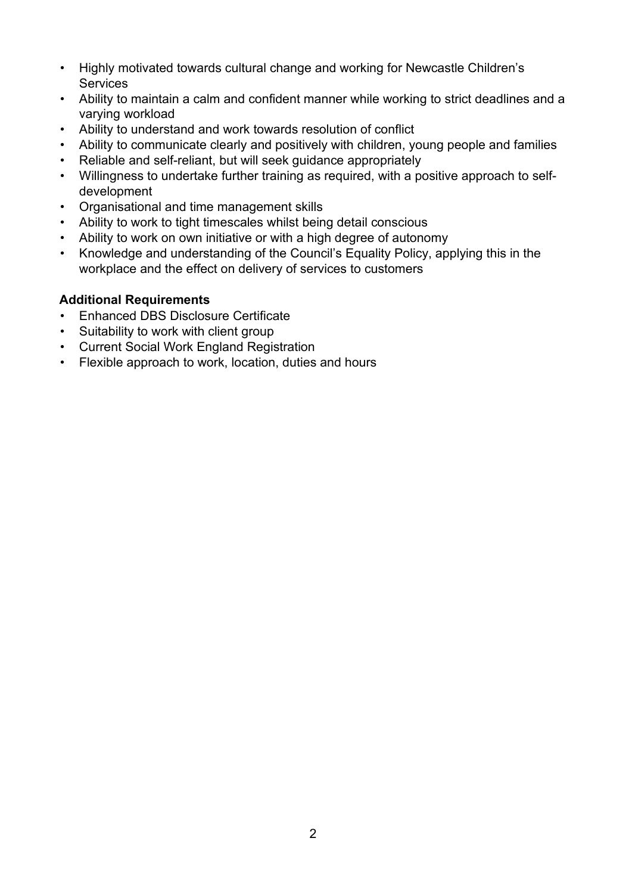- Highly motivated towards cultural change and working for Newcastle Children's Services
- Ability to maintain a calm and confident manner while working to strict deadlines and a varying workload
- Ability to understand and work towards resolution of conflict
- Ability to communicate clearly and positively with children, young people and families
- Reliable and self-reliant, but will seek guidance appropriately
- Willingness to undertake further training as required, with a positive approach to self-development
- Organisational and time management skills
- Ability to work to tight timescales whilst being detail conscious
- Ability to work on own initiative or with a high degree of autonomy
- Knowledge and understanding of the Council's Equality Policy, applying this in the workplace and the effect on delivery of services to customers

**Additional Requirements**

- Enhanced DBS Disclosure Certificate
- Suitability to work with client group
- Current Social Work England Registration
- Flexible approach to work, location, duties and hours